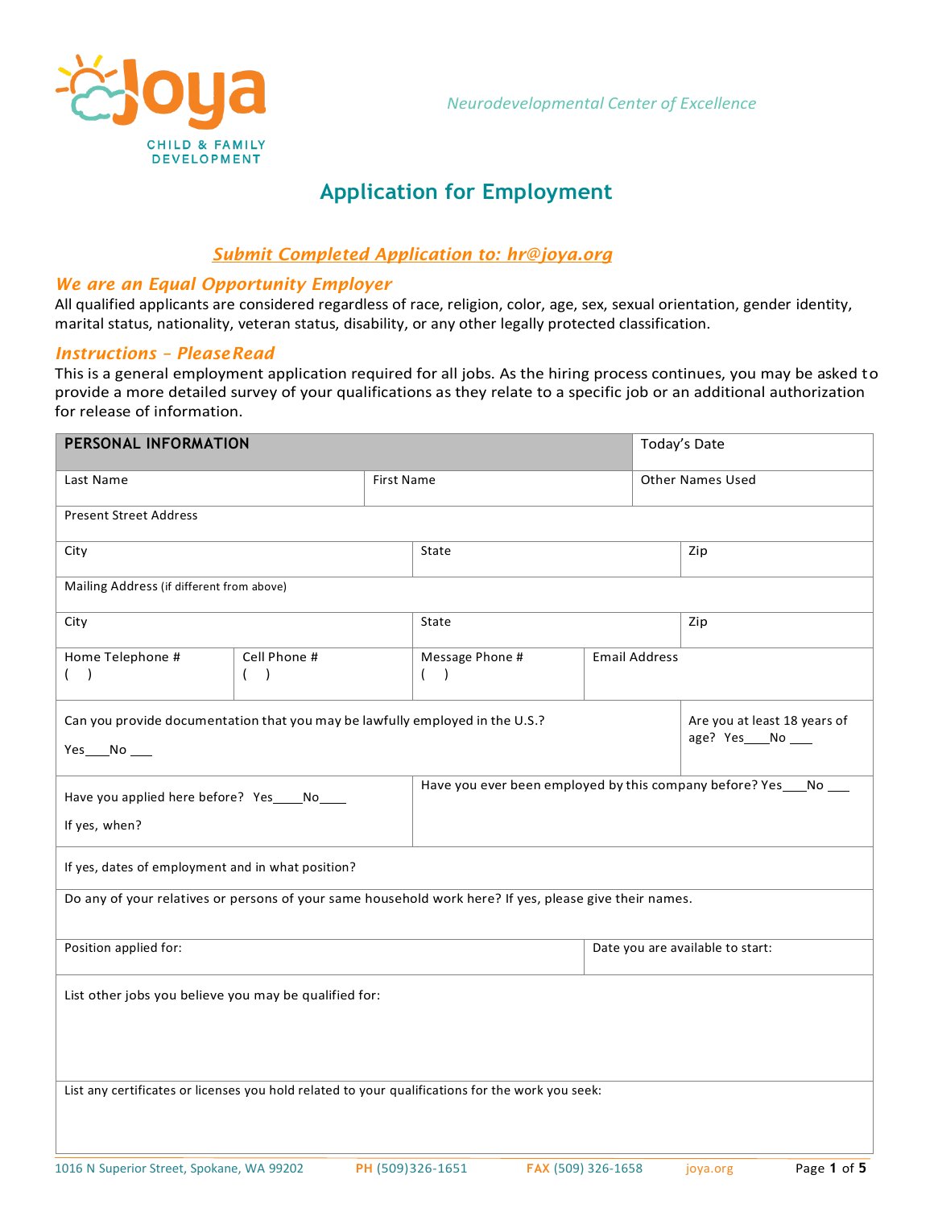Joya

CHILD & FAMILY DEVELOPMENT

*Neurodevelopmental Center of Excellence*

# Application for Employment

***Submit Completed Application to: hr@joya.org***

## *We are an Equal Opportunity Employer*

All qualified applicants are considered regardless of race, religion, color, age, sex, sexual orientation, gender identity, marital status, nationality, veteran status, disability, or any other legally protected classification.

## *Instructions – Please Read*

This is a general employment application required for all jobs. As the hiring process continues, you may be asked to provide a more detailed survey of your qualifications as they relate to a specific job or an additional authorization for release of information.

| **PERSONAL INFORMATION** | | | Today's Date |
|---|---|---|---|
| Last Name | First Name | | Other Names Used |
| Present Street Address | | | |
| City | State | | Zip |
| Mailing Address (if different from above) | | | |
| City | State | | Zip |
| Home Telephone # ( ) | Cell Phone # ( ) | Message Phone # ( ) | Email Address |
| Can you provide documentation that you may be lawfully employed in the U.S.? Yes___No ___ | | | Are you at least 18 years of age? Yes___No ___ |
| Have you applied here before? Yes____No____ If yes, when? | Have you ever been employed by this company before? Yes___No ___ | | |
| If yes, dates of employment and in what position? | | | |
| Do any of your relatives or persons of your same household work here? If yes, please give their names. | | | |
| Position applied for: | | | Date you are available to start: |
| List other jobs you believe you may be qualified for: | | | |
| List any certificates or licenses you hold related to your qualifications for the work you seek: | | | |

1016 N Superior Street, Spokane, WA 99202 PH (509)326-1651 FAX (509) 326-1658 joya.org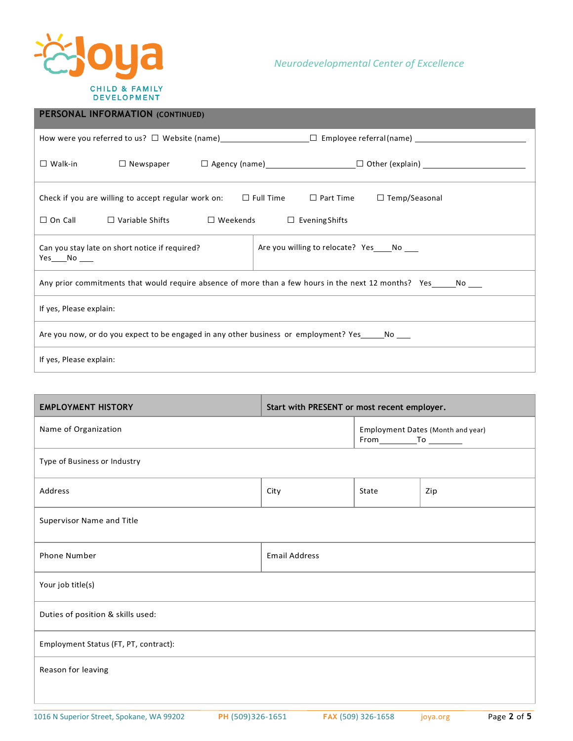Joya

CHILD & FAMILY DEVELOPMENT

*Neurodevelopmental Center of Excellence*

## PERSONAL INFORMATION (CONTINUED)

How were you referred to us? ☐ Website (name)____________________ ☐ Employee referral (name) ________________________

☐ Walk-in ☐ Newspaper ☐ Agency (name)____________________ ☐ Other (explain) ______________________

Check if you are willing to accept regular work on: ☐ Full Time ☐ Part Time ☐ Temp/Seasonal

☐ On Call ☐ Variable Shifts ☐ Weekends ☐ Evening Shifts

| Can you stay late on short notice if required? Yes____No ___ | Are you willing to relocate? Yes____No ___ |
|---|---|

Any prior commitments that would require absence of more than a few hours in the next 12 months? Yes_____No ___

If yes, Please explain:

Are you now, or do you expect to be engaged in any other business or employment? Yes_____No ___

If yes, Please explain:

| EMPLOYMENT HISTORY | Start with PRESENT or most recent employer. | | |
|---|---|---|---|
| Name of Organization | | Employment Dates (Month and year) From_________To ________ | |
| Type of Business or Industry | | | |
| Address | City | State | Zip |
| Supervisor Name and Title | | | |
| Phone Number | Email Address | | |
| Your job title(s) | | | |
| Duties of position & skills used: | | | |
| Employment Status (FT, PT, contract): | | | |
| Reason for leaving | | | |

1016 N Superior Street, Spokane, WA 99202 PH (509)326-1651 FAX (509) 326-1658 joya.org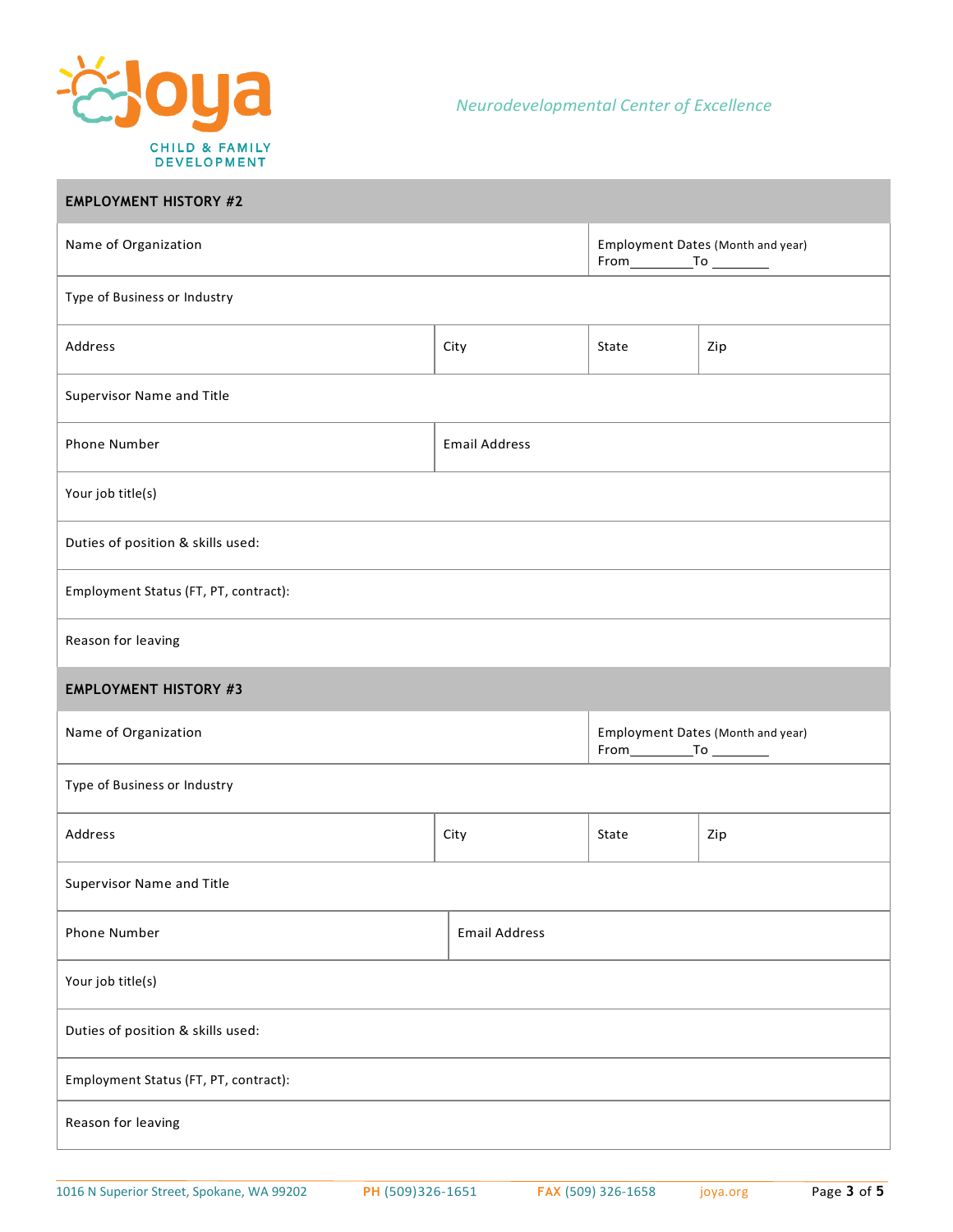## EMPLOYMENT HISTORY #2

| | | | |
|---|---|---|---|
| Name of Organization | | Employment Dates (Month and year)<br>From\_\_\_\_\_\_\_\_\_To \_\_\_\_\_\_\_\_ | |
| Type of Business or Industry | | | |
| Address | City | State | Zip |
| Supervisor Name and Title | | | |
| Phone Number | Email Address | | |
| Your job title(s) | | | |
| Duties of position & skills used: | | | |
| Employment Status (FT, PT, contract): | | | |
| Reason for leaving | | | |

## EMPLOYMENT HISTORY #3

| | | | |
|---|---|---|---|
| Name of Organization | | Employment Dates (Month and year)<br>From\_\_\_\_\_\_\_\_\_To \_\_\_\_\_\_\_\_ | |
| Type of Business or Industry | | | |
| Address | City | State | Zip |
| Supervisor Name and Title | | | |
| Phone Number | Email Address | | |
| Your job title(s) | | | |
| Duties of position & skills used: | | | |
| Employment Status (FT, PT, contract): | | | |
| Reason for leaving | | | |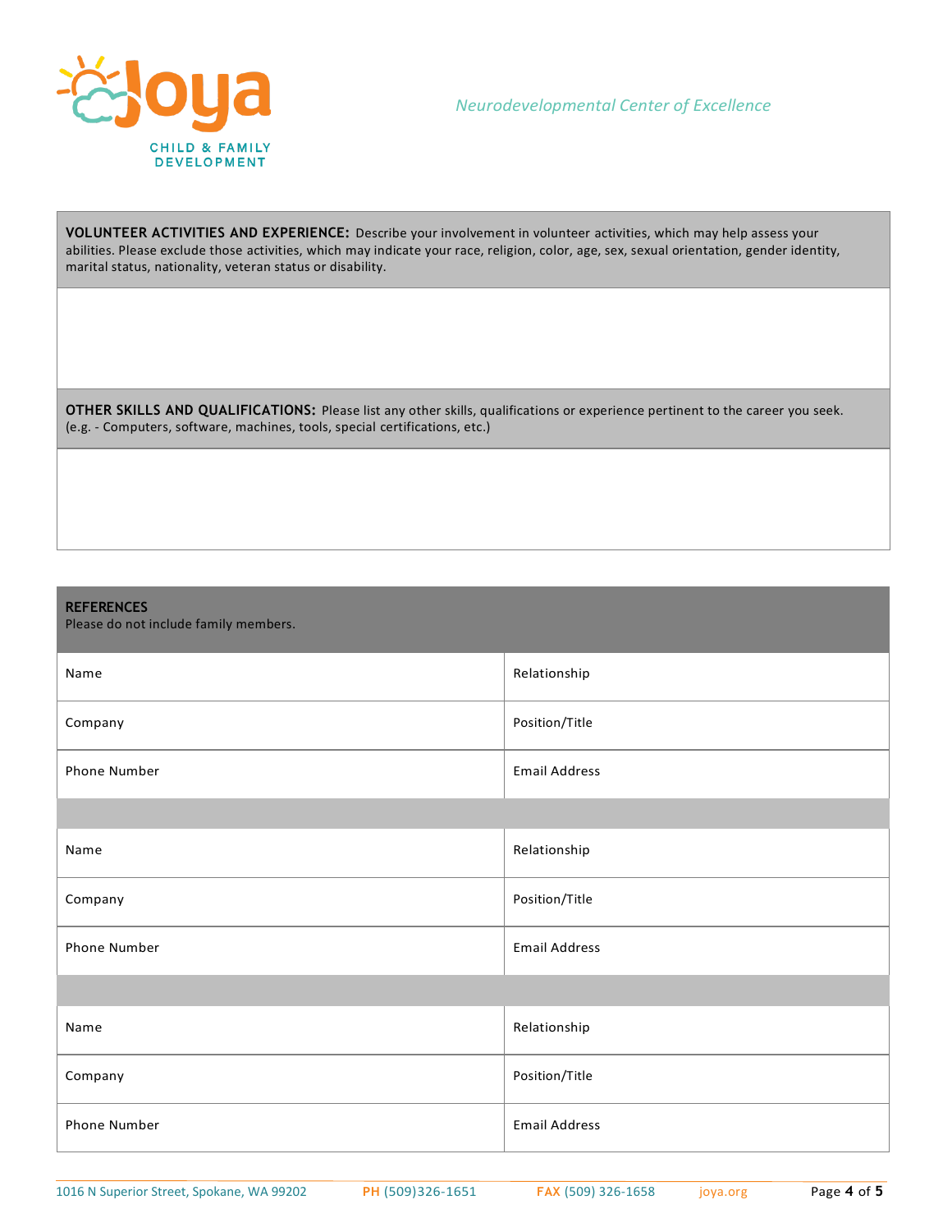**VOLUNTEER ACTIVITIES AND EXPERIENCE:** Describe your involvement in volunteer activities, which may help assess your abilities. Please exclude those activities, which may indicate your race, religion, color, age, sex, sexual orientation, gender identity, marital status, nationality, veteran status or disability.

**OTHER SKILLS AND QUALIFICATIONS:** Please list any other skills, qualifications or experience pertinent to the career you seek. (e.g. - Computers, software, machines, tools, special certifications, etc.)

**REFERENCES**
Please do not include family members.

| | |
|---|---|
| Name | Relationship |
| Company | Position/Title |
| Phone Number | Email Address |
| | |
| Name | Relationship |
| Company | Position/Title |
| Phone Number | Email Address |
| | |
| Name | Relationship |
| Company | Position/Title |
| Phone Number | Email Address |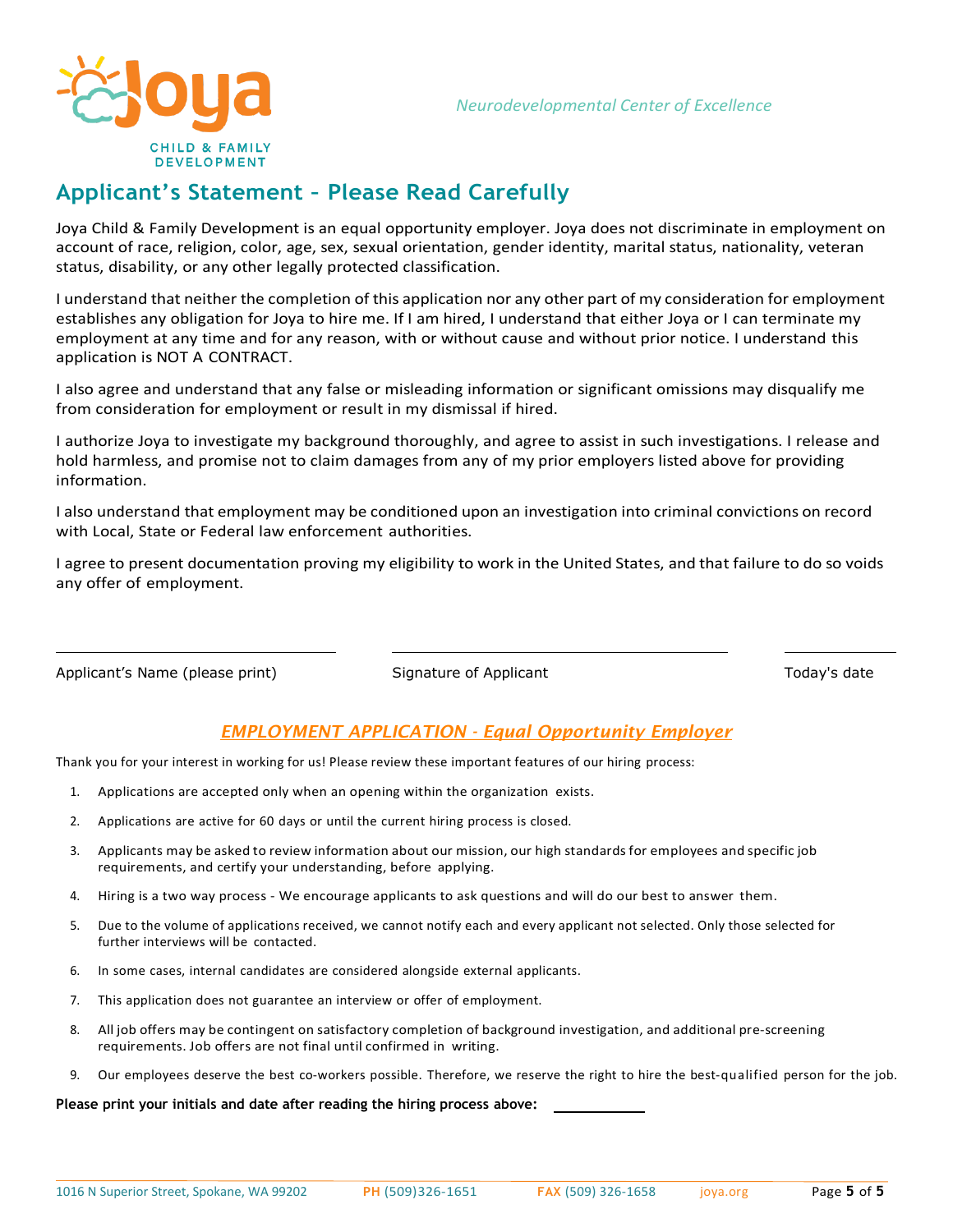Joya

CHILD & FAMILY DEVELOPMENT

*Neurodevelopmental Center of Excellence*

## Applicant's Statement – Please Read Carefully

Joya Child & Family Development is an equal opportunity employer. Joya does not discriminate in employment on account of race, religion, color, age, sex, sexual orientation, gender identity, marital status, nationality, veteran status, disability, or any other legally protected classification.

I understand that neither the completion of this application nor any other part of my consideration for employment establishes any obligation for Joya to hire me. If I am hired, I understand that either Joya or I can terminate my employment at any time and for any reason, with or without cause and without prior notice. I understand this application is NOT A CONTRACT.

I also agree and understand that any false or misleading information or significant omissions may disqualify me from consideration for employment or result in my dismissal if hired.

I authorize Joya to investigate my background thoroughly, and agree to assist in such investigations. I release and hold harmless, and promise not to claim damages from any of my prior employers listed above for providing information.

I also understand that employment may be conditioned upon an investigation into criminal convictions on record with Local, State or Federal law enforcement authorities.

I agree to present documentation proving my eligibility to work in the United States, and that failure to do so voids any offer of employment.

Applicant's Name (please print) ____________________

Signature of Applicant ____________________

Today's date ____________________

## *EMPLOYMENT APPLICATION - Equal Opportunity Employer*

Thank you for your interest in working for us! Please review these important features of our hiring process:

1. Applications are accepted only when an opening within the organization exists.
2. Applications are active for 60 days or until the current hiring process is closed.
3. Applicants may be asked to review information about our mission, our high standards for employees and specific job requirements, and certify your understanding, before applying.
4. Hiring is a two way process - We encourage applicants to ask questions and will do our best to answer them.
5. Due to the volume of applications received, we cannot notify each and every applicant not selected. Only those selected for further interviews will be contacted.
6. In some cases, internal candidates are considered alongside external applicants.
7. This application does not guarantee an interview or offer of employment.
8. All job offers may be contingent on satisfactory completion of background investigation, and additional pre-screening requirements. Job offers are not final until confirmed in writing.
9. Our employees deserve the best co-workers possible. Therefore, we reserve the right to hire the best-qualified person for the job.

**Please print your initials and date after reading the hiring process above:** ____________